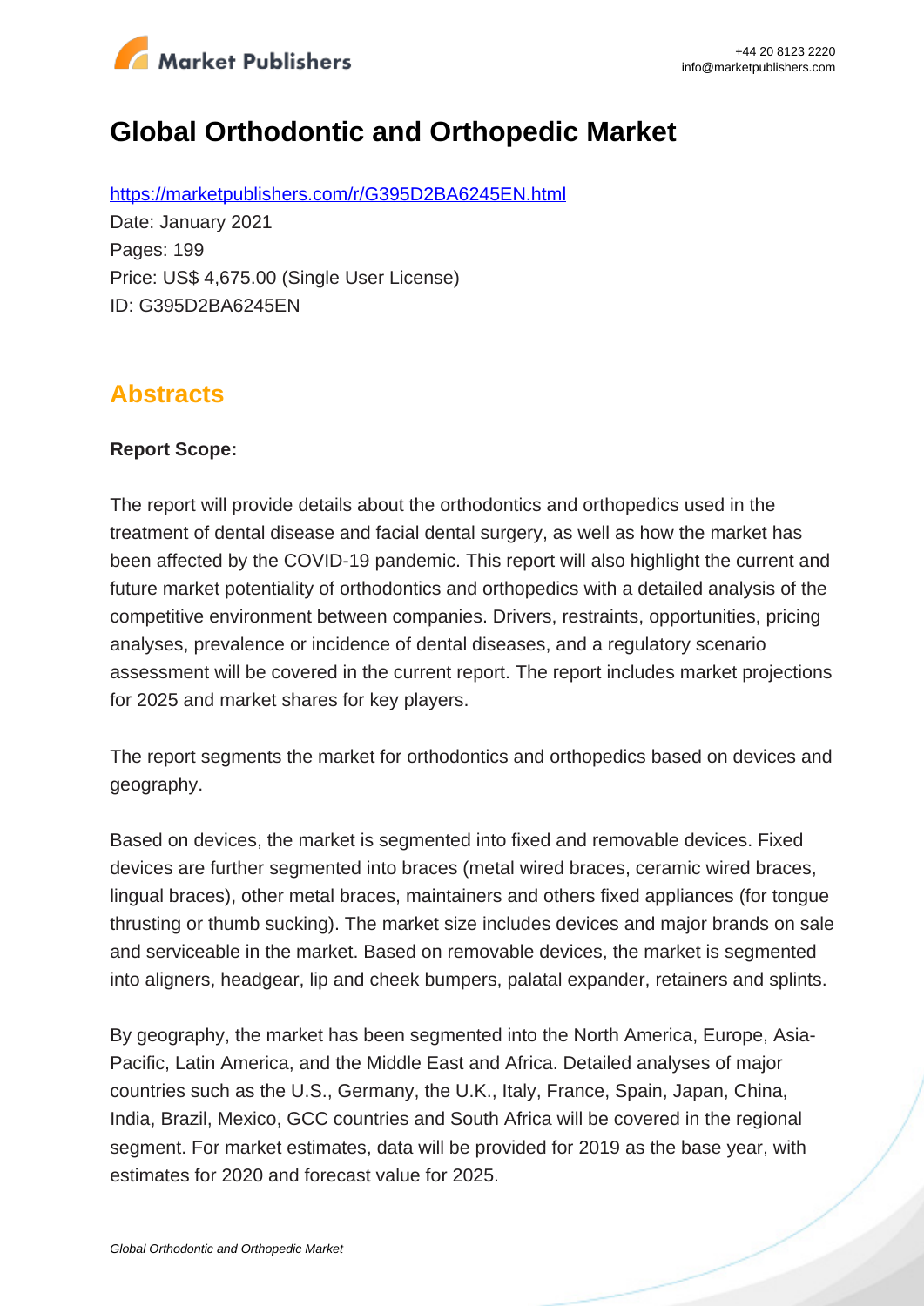# Global Orthodontic and Orthopedic Market

https://marketpublishers.com/r/G395D2BA6245EN.html

Date: January 2021

Pages: 199

Price: US$ 4,675.00 (Single User License)

ID: G395D2BA6245EN

## Abstracts

**Report Scope:**

The report will provide details about the orthodontics and orthopedics used in the treatment of dental disease and facial dental surgery, as well as how the market has been affected by the COVID-19 pandemic. This report will also highlight the current and future market potentiality of orthodontics and orthopedics with a detailed analysis of the competitive environment between companies. Drivers, restraints, opportunities, pricing analyses, prevalence or incidence of dental diseases, and a regulatory scenario assessment will be covered in the current report. The report includes market projections for 2025 and market shares for key players.

The report segments the market for orthodontics and orthopedics based on devices and geography.

Based on devices, the market is segmented into fixed and removable devices. Fixed devices are further segmented into braces (metal wired braces, ceramic wired braces, lingual braces), other metal braces, maintainers and others fixed appliances (for tongue thrusting or thumb sucking). The market size includes devices and major brands on sale and serviceable in the market. Based on removable devices, the market is segmented into aligners, headgear, lip and cheek bumpers, palatal expander, retainers and splints.

By geography, the market has been segmented into the North America, Europe, Asia-Pacific, Latin America, and the Middle East and Africa. Detailed analyses of major countries such as the U.S., Germany, the U.K., Italy, France, Spain, Japan, China, India, Brazil, Mexico, GCC countries and South Africa will be covered in the regional segment. For market estimates, data will be provided for 2019 as the base year, with estimates for 2020 and forecast value for 2025.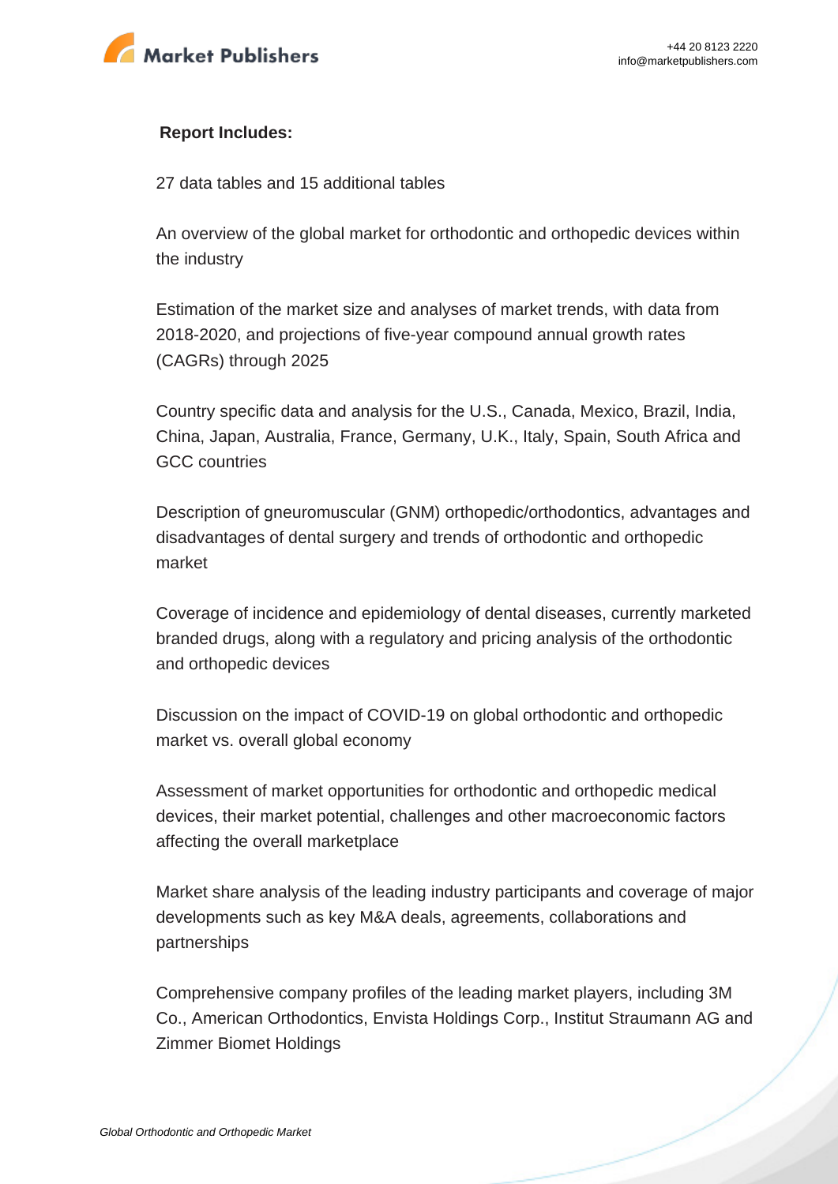**Report Includes:**

27 data tables and 15 additional tables

An overview of the global market for orthodontic and orthopedic devices within the industry

Estimation of the market size and analyses of market trends, with data from 2018-2020, and projections of five-year compound annual growth rates (CAGRs) through 2025

Country specific data and analysis for the U.S., Canada, Mexico, Brazil, India, China, Japan, Australia, France, Germany, U.K., Italy, Spain, South Africa and GCC countries

Description of gneuromuscular (GNM) orthopedic/orthodontics, advantages and disadvantages of dental surgery and trends of orthodontic and orthopedic market

Coverage of incidence and epidemiology of dental diseases, currently marketed branded drugs, along with a regulatory and pricing analysis of the orthodontic and orthopedic devices

Discussion on the impact of COVID-19 on global orthodontic and orthopedic market vs. overall global economy

Assessment of market opportunities for orthodontic and orthopedic medical devices, their market potential, challenges and other macroeconomic factors affecting the overall marketplace

Market share analysis of the leading industry participants and coverage of major developments such as key M&A deals, agreements, collaborations and partnerships

Comprehensive company profiles of the leading market players, including 3M Co., American Orthodontics, Envista Holdings Corp., Institut Straumann AG and Zimmer Biomet Holdings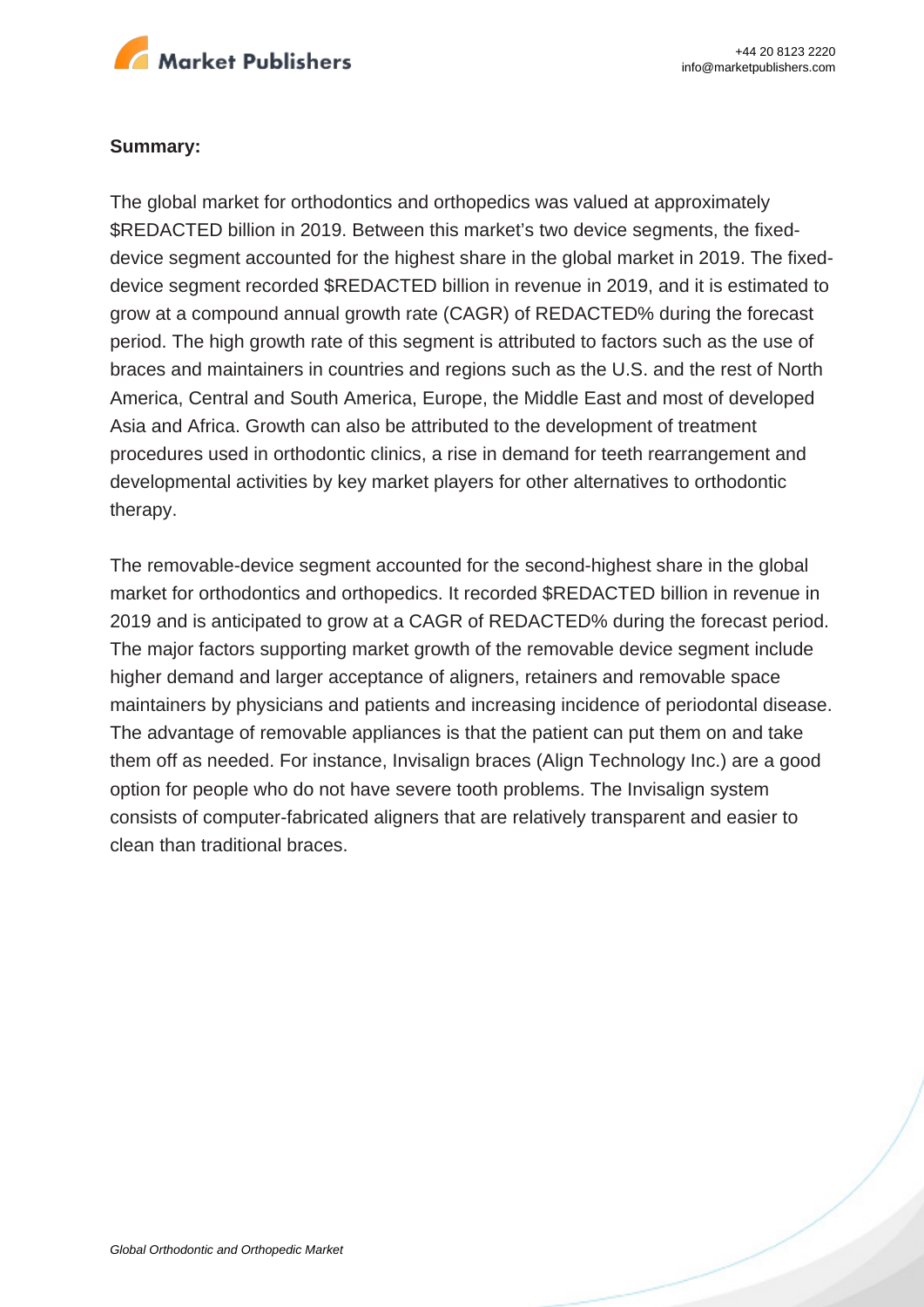**Summary:**

The global market for orthodontics and orthopedics was valued at approximately $REDACTED billion in 2019. Between this market's two device segments, the fixed-device segment accounted for the highest share in the global market in 2019. The fixed-device segment recorded $REDACTED billion in revenue in 2019, and it is estimated to grow at a compound annual growth rate (CAGR) of REDACTED% during the forecast period. The high growth rate of this segment is attributed to factors such as the use of braces and maintainers in countries and regions such as the U.S. and the rest of North America, Central and South America, Europe, the Middle East and most of developed Asia and Africa. Growth can also be attributed to the development of treatment procedures used in orthodontic clinics, a rise in demand for teeth rearrangement and developmental activities by key market players for other alternatives to orthodontic therapy.

The removable-device segment accounted for the second-highest share in the global market for orthodontics and orthopedics. It recorded $REDACTED billion in revenue in 2019 and is anticipated to grow at a CAGR of REDACTED% during the forecast period. The major factors supporting market growth of the removable device segment include higher demand and larger acceptance of aligners, retainers and removable space maintainers by physicians and patients and increasing incidence of periodontal disease. The advantage of removable appliances is that the patient can put them on and take them off as needed. For instance, Invisalign braces (Align Technology Inc.) are a good option for people who do not have severe tooth problems. The Invisalign system consists of computer-fabricated aligners that are relatively transparent and easier to clean than traditional braces.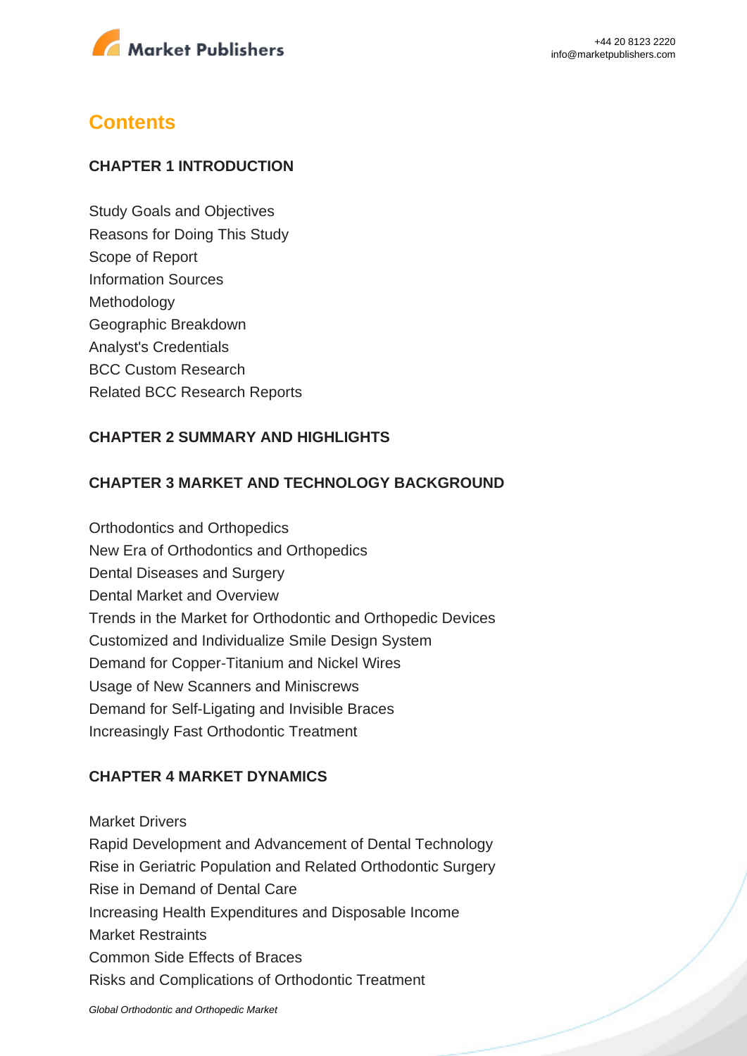## Contents

### CHAPTER 1 INTRODUCTION

Study Goals and Objectives
Reasons for Doing This Study
Scope of Report
Information Sources
Methodology
Geographic Breakdown
Analyst's Credentials
BCC Custom Research
Related BCC Research Reports

### CHAPTER 2 SUMMARY AND HIGHLIGHTS

### CHAPTER 3 MARKET AND TECHNOLOGY BACKGROUND

Orthodontics and Orthopedics
New Era of Orthodontics and Orthopedics
Dental Diseases and Surgery
Dental Market and Overview
Trends in the Market for Orthodontic and Orthopedic Devices
Customized and Individualize Smile Design System
Demand for Copper-Titanium and Nickel Wires
Usage of New Scanners and Miniscrews
Demand for Self-Ligating and Invisible Braces
Increasingly Fast Orthodontic Treatment

### CHAPTER 4 MARKET DYNAMICS

Market Drivers
Rapid Development and Advancement of Dental Technology
Rise in Geriatric Population and Related Orthodontic Surgery
Rise in Demand of Dental Care
Increasing Health Expenditures and Disposable Income
Market Restraints
Common Side Effects of Braces
Risks and Complications of Orthodontic Treatment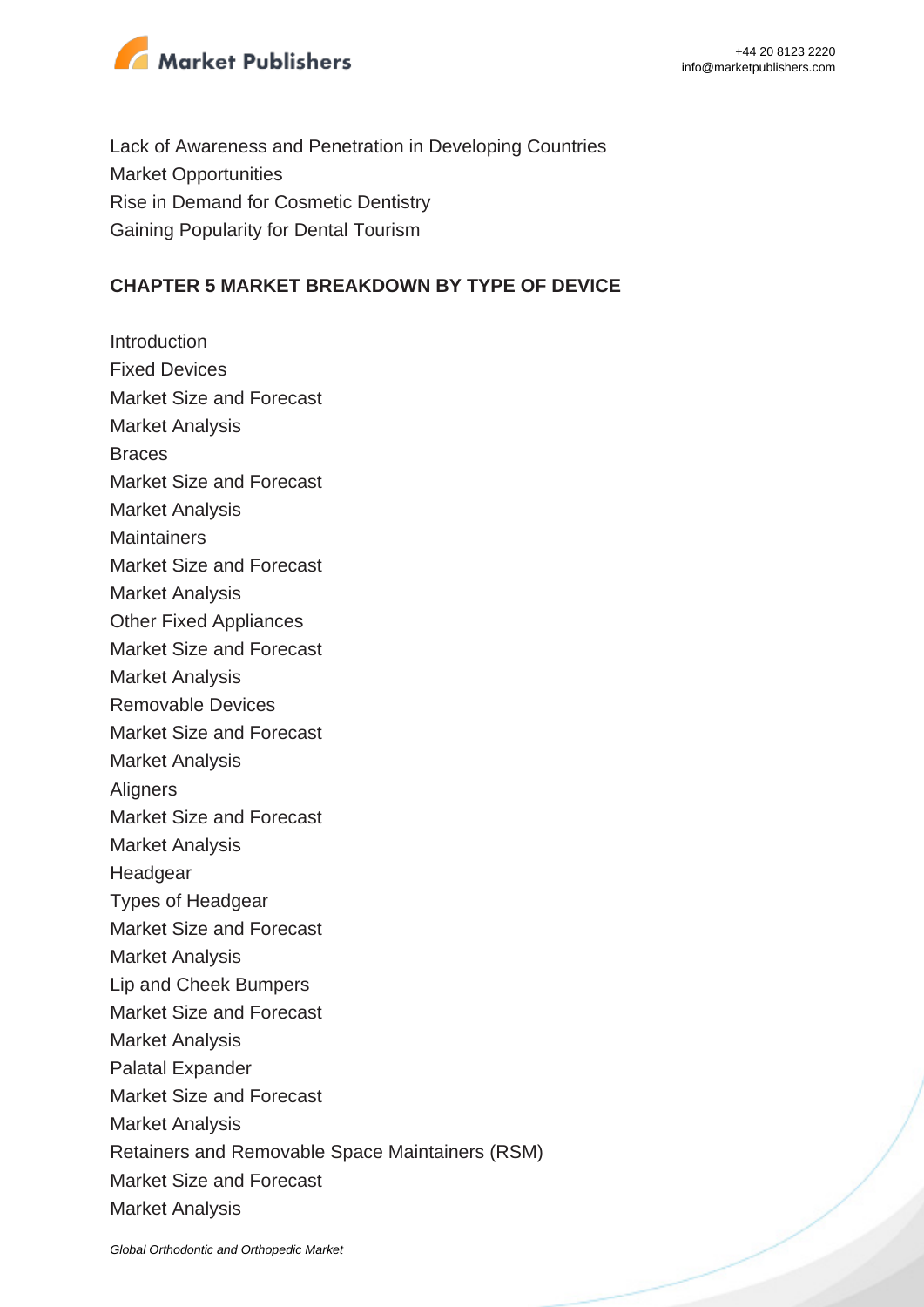Lack of Awareness and Penetration in Developing Countries
Market Opportunities
Rise in Demand for Cosmetic Dentistry
Gaining Popularity for Dental Tourism

## CHAPTER 5 MARKET BREAKDOWN BY TYPE OF DEVICE

Introduction
Fixed Devices
Market Size and Forecast
Market Analysis
Braces
Market Size and Forecast
Market Analysis
Maintainers
Market Size and Forecast
Market Analysis
Other Fixed Appliances
Market Size and Forecast
Market Analysis
Removable Devices
Market Size and Forecast
Market Analysis
Aligners
Market Size and Forecast
Market Analysis
Headgear
Types of Headgear
Market Size and Forecast
Market Analysis
Lip and Cheek Bumpers
Market Size and Forecast
Market Analysis
Palatal Expander
Market Size and Forecast
Market Analysis
Retainers and Removable Space Maintainers (RSM)
Market Size and Forecast
Market Analysis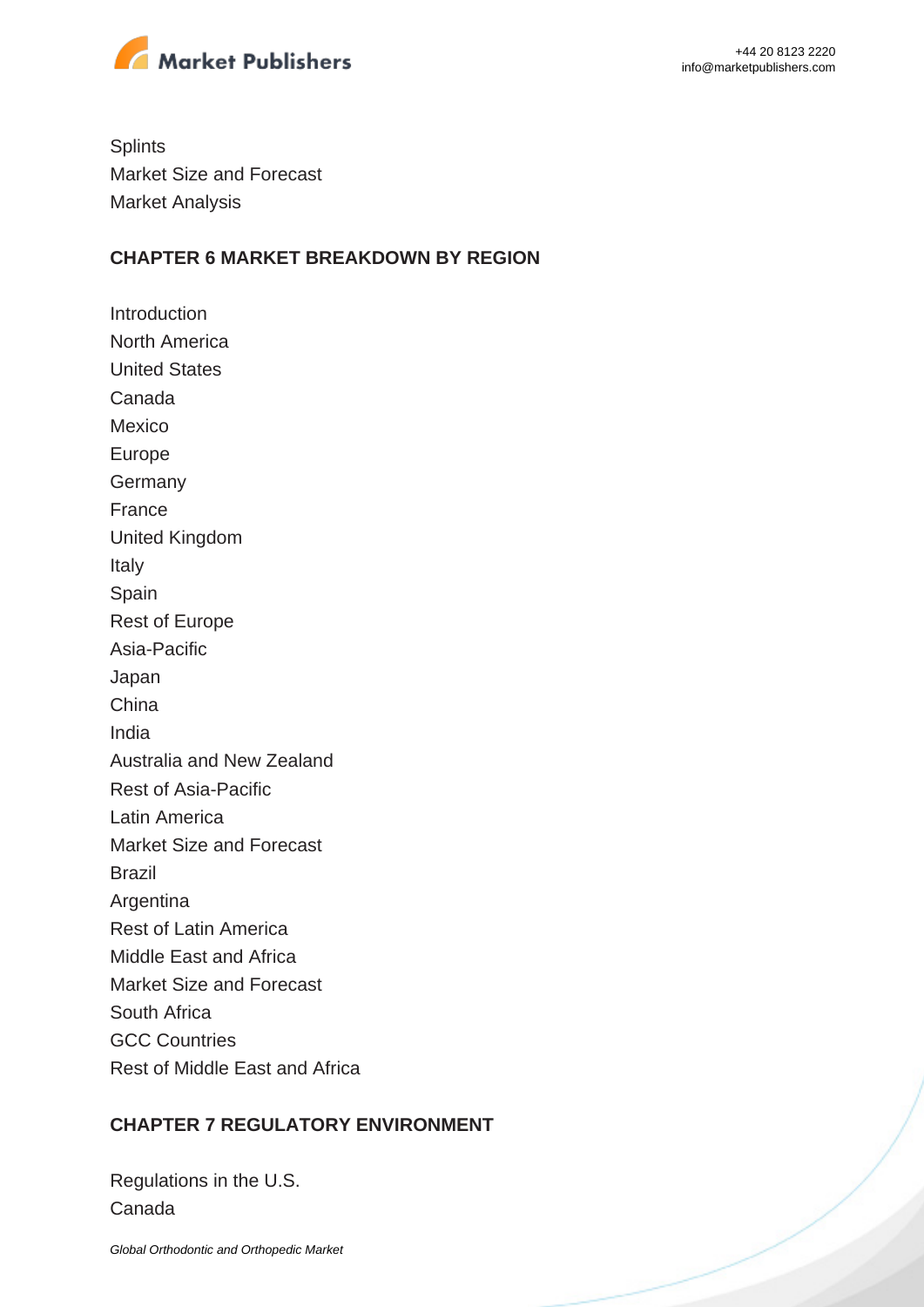Splints
Market Size and Forecast
Market Analysis

## CHAPTER 6 MARKET BREAKDOWN BY REGION

Introduction
North America
United States
Canada
Mexico
Europe
Germany
France
United Kingdom
Italy
Spain
Rest of Europe
Asia-Pacific
Japan
China
India
Australia and New Zealand
Rest of Asia-Pacific
Latin America
Market Size and Forecast
Brazil
Argentina
Rest of Latin America
Middle East and Africa
Market Size and Forecast
South Africa
GCC Countries
Rest of Middle East and Africa

## CHAPTER 7 REGULATORY ENVIRONMENT

Regulations in the U.S.
Canada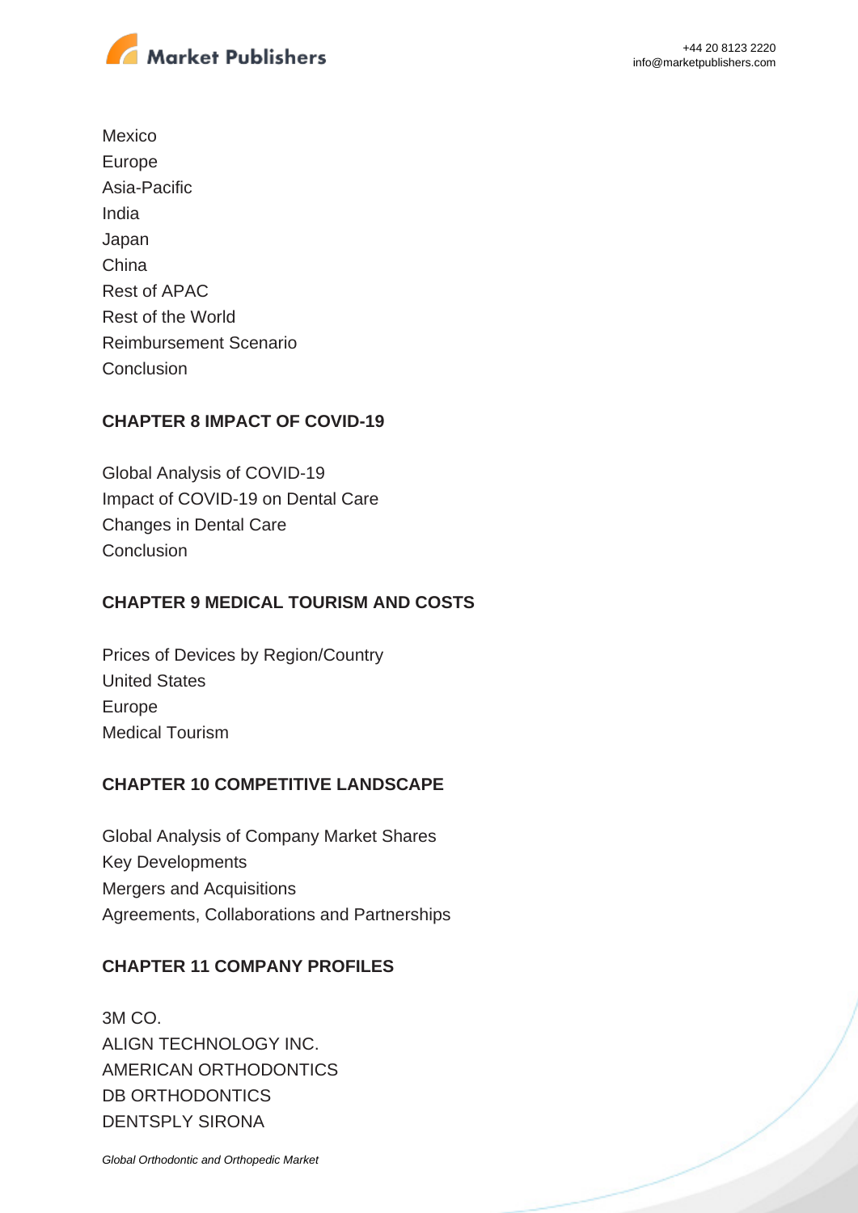Mexico
Europe
Asia-Pacific
India
Japan
China
Rest of APAC
Rest of the World
Reimbursement Scenario
Conclusion

**CHAPTER 8 IMPACT OF COVID-19**

Global Analysis of COVID-19
Impact of COVID-19 on Dental Care
Changes in Dental Care
Conclusion

**CHAPTER 9 MEDICAL TOURISM AND COSTS**

Prices of Devices by Region/Country
United States
Europe
Medical Tourism

**CHAPTER 10 COMPETITIVE LANDSCAPE**

Global Analysis of Company Market Shares
Key Developments
Mergers and Acquisitions
Agreements, Collaborations and Partnerships

**CHAPTER 11 COMPANY PROFILES**

3M CO.
ALIGN TECHNOLOGY INC.
AMERICAN ORTHODONTICS
DB ORTHODONTICS
DENTSPLY SIRONA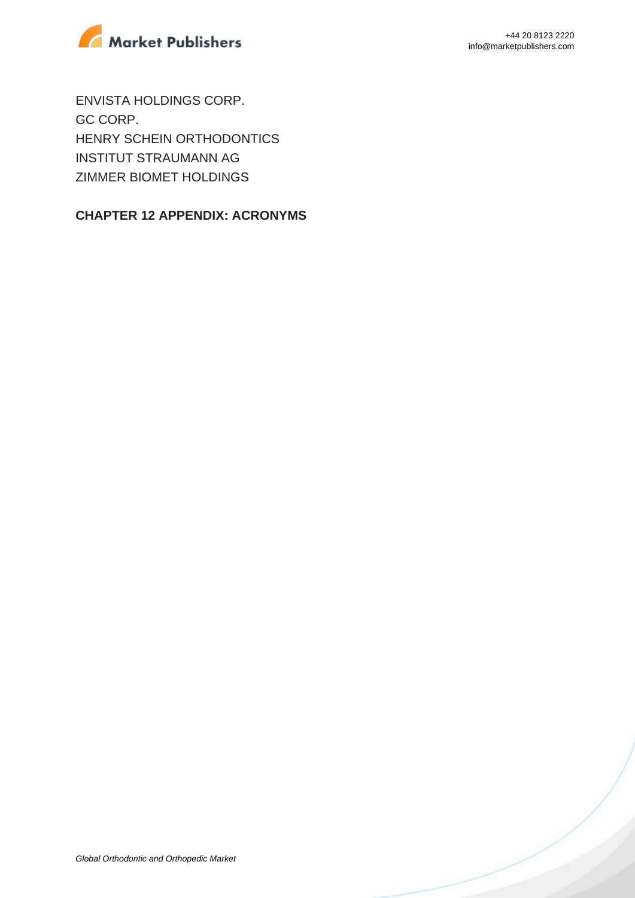ENVISTA HOLDINGS CORP.
GC CORP.
HENRY SCHEIN ORTHODONTICS
INSTITUT STRAUMANN AG
ZIMMER BIOMET HOLDINGS

**CHAPTER 12 APPENDIX: ACRONYMS**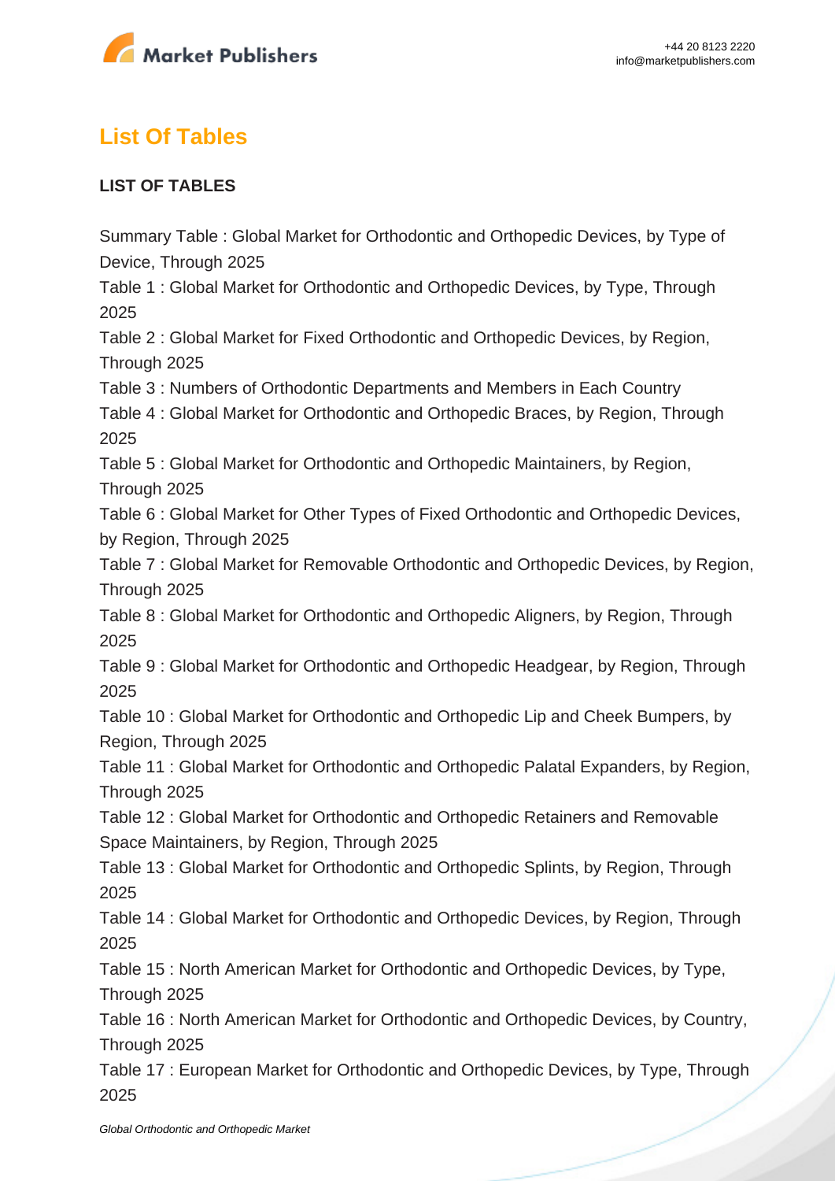## List Of Tables

**LIST OF TABLES**

Summary Table : Global Market for Orthodontic and Orthopedic Devices, by Type of Device, Through 2025
Table 1 : Global Market for Orthodontic and Orthopedic Devices, by Type, Through 2025
Table 2 : Global Market for Fixed Orthodontic and Orthopedic Devices, by Region, Through 2025
Table 3 : Numbers of Orthodontic Departments and Members in Each Country
Table 4 : Global Market for Orthodontic and Orthopedic Braces, by Region, Through 2025
Table 5 : Global Market for Orthodontic and Orthopedic Maintainers, by Region, Through 2025
Table 6 : Global Market for Other Types of Fixed Orthodontic and Orthopedic Devices, by Region, Through 2025
Table 7 : Global Market for Removable Orthodontic and Orthopedic Devices, by Region, Through 2025
Table 8 : Global Market for Orthodontic and Orthopedic Aligners, by Region, Through 2025
Table 9 : Global Market for Orthodontic and Orthopedic Headgear, by Region, Through 2025
Table 10 : Global Market for Orthodontic and Orthopedic Lip and Cheek Bumpers, by Region, Through 2025
Table 11 : Global Market for Orthodontic and Orthopedic Palatal Expanders, by Region, Through 2025
Table 12 : Global Market for Orthodontic and Orthopedic Retainers and Removable Space Maintainers, by Region, Through 2025
Table 13 : Global Market for Orthodontic and Orthopedic Splints, by Region, Through 2025
Table 14 : Global Market for Orthodontic and Orthopedic Devices, by Region, Through 2025
Table 15 : North American Market for Orthodontic and Orthopedic Devices, by Type, Through 2025
Table 16 : North American Market for Orthodontic and Orthopedic Devices, by Country, Through 2025
Table 17 : European Market for Orthodontic and Orthopedic Devices, by Type, Through 2025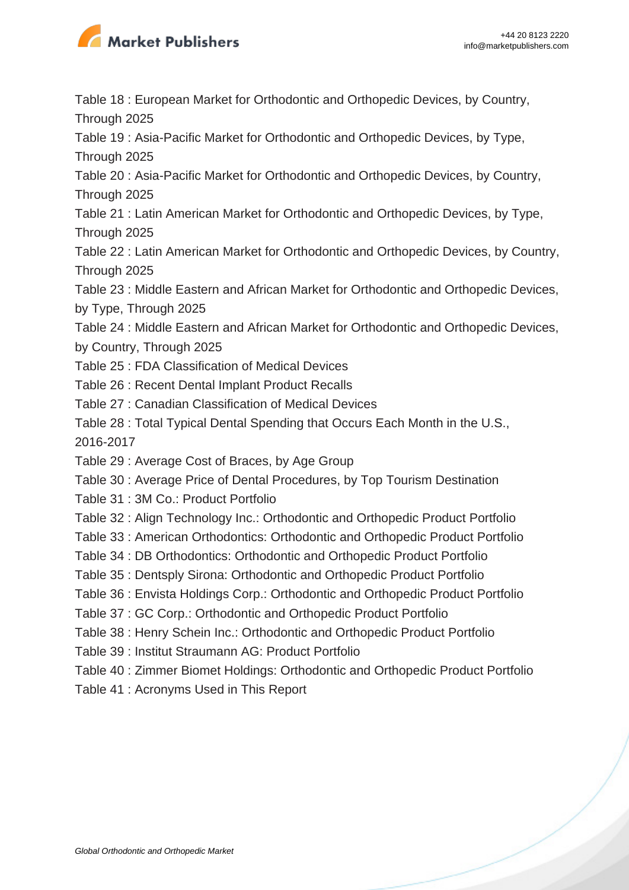Table 18 : European Market for Orthodontic and Orthopedic Devices, by Country, Through 2025

Table 19 : Asia-Pacific Market for Orthodontic and Orthopedic Devices, by Type, Through 2025

Table 20 : Asia-Pacific Market for Orthodontic and Orthopedic Devices, by Country, Through 2025

Table 21 : Latin American Market for Orthodontic and Orthopedic Devices, by Type, Through 2025

Table 22 : Latin American Market for Orthodontic and Orthopedic Devices, by Country, Through 2025

Table 23 : Middle Eastern and African Market for Orthodontic and Orthopedic Devices, by Type, Through 2025

Table 24 : Middle Eastern and African Market for Orthodontic and Orthopedic Devices, by Country, Through 2025

Table 25 : FDA Classification of Medical Devices

Table 26 : Recent Dental Implant Product Recalls

Table 27 : Canadian Classification of Medical Devices

Table 28 : Total Typical Dental Spending that Occurs Each Month in the U.S., 2016-2017

Table 29 : Average Cost of Braces, by Age Group

Table 30 : Average Price of Dental Procedures, by Top Tourism Destination

Table 31 : 3M Co.: Product Portfolio

Table 32 : Align Technology Inc.: Orthodontic and Orthopedic Product Portfolio

Table 33 : American Orthodontics: Orthodontic and Orthopedic Product Portfolio

Table 34 : DB Orthodontics: Orthodontic and Orthopedic Product Portfolio

Table 35 : Dentsply Sirona: Orthodontic and Orthopedic Product Portfolio

Table 36 : Envista Holdings Corp.: Orthodontic and Orthopedic Product Portfolio

Table 37 : GC Corp.: Orthodontic and Orthopedic Product Portfolio

Table 38 : Henry Schein Inc.: Orthodontic and Orthopedic Product Portfolio

Table 39 : Institut Straumann AG: Product Portfolio

Table 40 : Zimmer Biomet Holdings: Orthodontic and Orthopedic Product Portfolio

Table 41 : Acronyms Used in This Report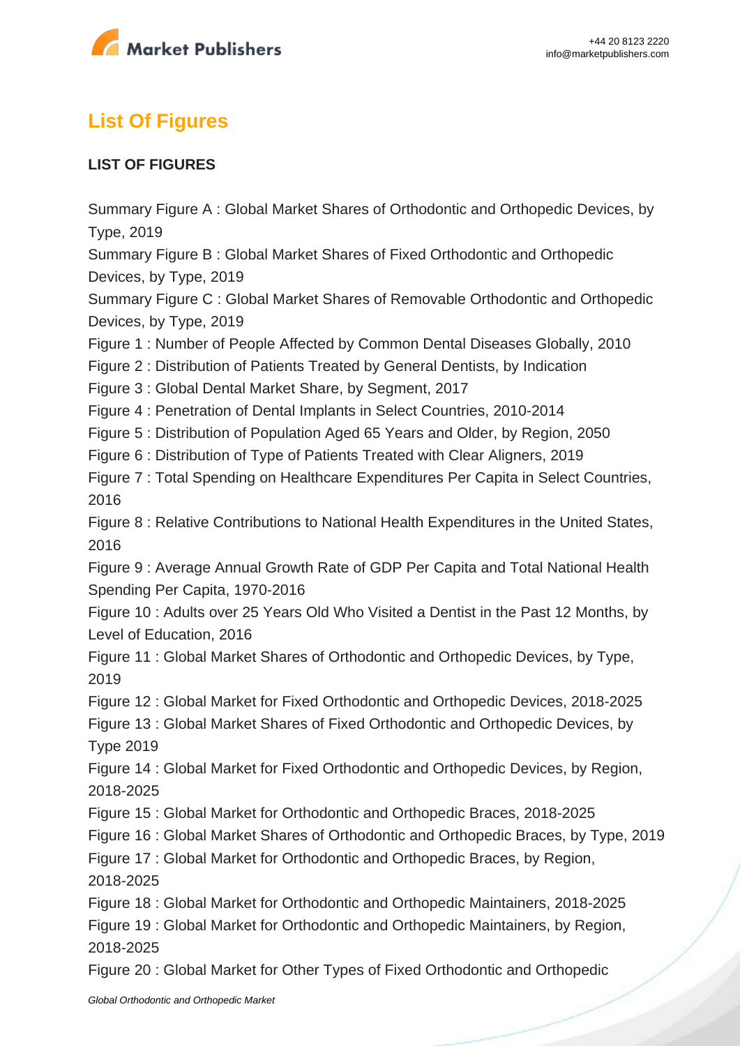## List Of Figures

**LIST OF FIGURES**

Summary Figure A : Global Market Shares of Orthodontic and Orthopedic Devices, by Type, 2019
Summary Figure B : Global Market Shares of Fixed Orthodontic and Orthopedic Devices, by Type, 2019
Summary Figure C : Global Market Shares of Removable Orthodontic and Orthopedic Devices, by Type, 2019
Figure 1 : Number of People Affected by Common Dental Diseases Globally, 2010
Figure 2 : Distribution of Patients Treated by General Dentists, by Indication
Figure 3 : Global Dental Market Share, by Segment, 2017
Figure 4 : Penetration of Dental Implants in Select Countries, 2010-2014
Figure 5 : Distribution of Population Aged 65 Years and Older, by Region, 2050
Figure 6 : Distribution of Type of Patients Treated with Clear Aligners, 2019
Figure 7 : Total Spending on Healthcare Expenditures Per Capita in Select Countries, 2016
Figure 8 : Relative Contributions to National Health Expenditures in the United States, 2016
Figure 9 : Average Annual Growth Rate of GDP Per Capita and Total National Health Spending Per Capita, 1970-2016
Figure 10 : Adults over 25 Years Old Who Visited a Dentist in the Past 12 Months, by Level of Education, 2016
Figure 11 : Global Market Shares of Orthodontic and Orthopedic Devices, by Type, 2019
Figure 12 : Global Market for Fixed Orthodontic and Orthopedic Devices, 2018-2025
Figure 13 : Global Market Shares of Fixed Orthodontic and Orthopedic Devices, by Type 2019
Figure 14 : Global Market for Fixed Orthodontic and Orthopedic Devices, by Region, 2018-2025
Figure 15 : Global Market for Orthodontic and Orthopedic Braces, 2018-2025
Figure 16 : Global Market Shares of Orthodontic and Orthopedic Braces, by Type, 2019
Figure 17 : Global Market for Orthodontic and Orthopedic Braces, by Region, 2018-2025
Figure 18 : Global Market for Orthodontic and Orthopedic Maintainers, 2018-2025
Figure 19 : Global Market for Orthodontic and Orthopedic Maintainers, by Region, 2018-2025
Figure 20 : Global Market for Other Types of Fixed Orthodontic and Orthopedic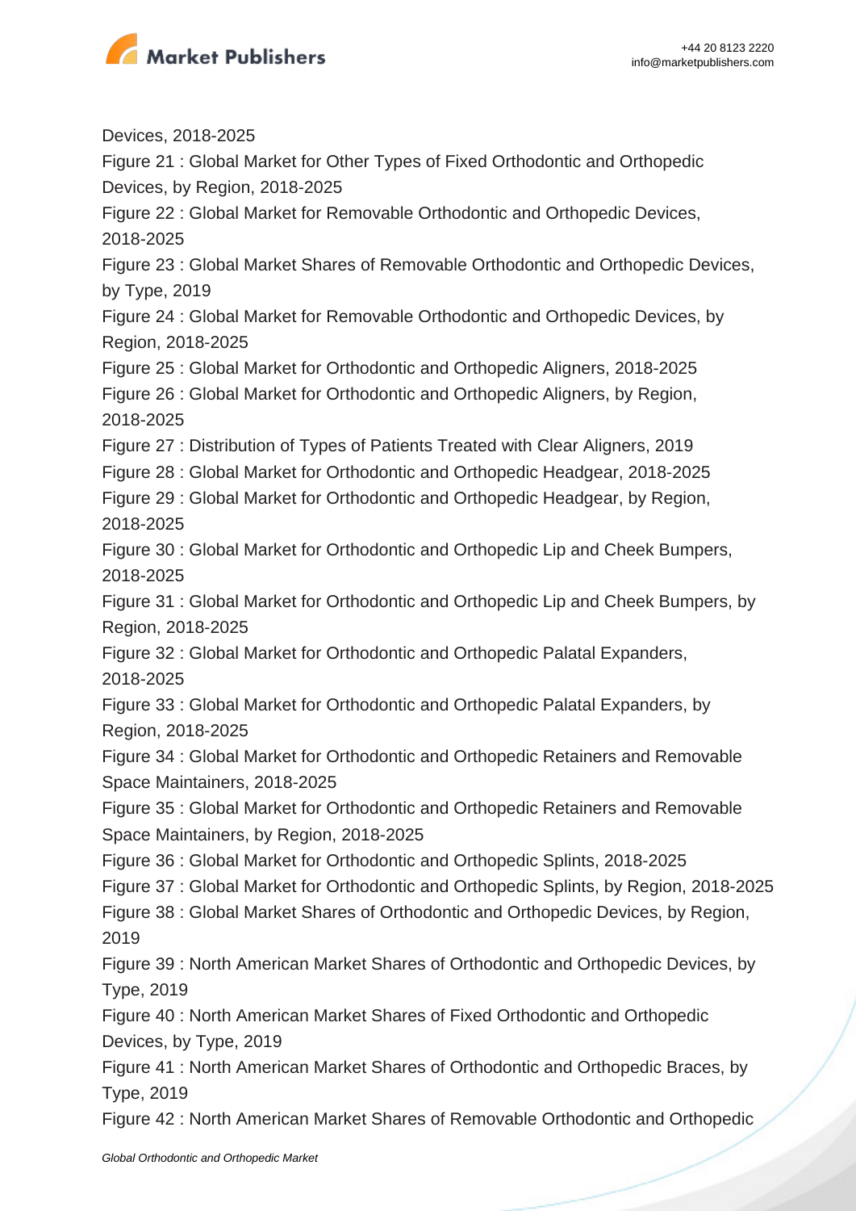Devices, 2018-2025

Figure 21 : Global Market for Other Types of Fixed Orthodontic and Orthopedic Devices, by Region, 2018-2025

Figure 22 : Global Market for Removable Orthodontic and Orthopedic Devices, 2018-2025

Figure 23 : Global Market Shares of Removable Orthodontic and Orthopedic Devices, by Type, 2019

Figure 24 : Global Market for Removable Orthodontic and Orthopedic Devices, by Region, 2018-2025

Figure 25 : Global Market for Orthodontic and Orthopedic Aligners, 2018-2025

Figure 26 : Global Market for Orthodontic and Orthopedic Aligners, by Region, 2018-2025

Figure 27 : Distribution of Types of Patients Treated with Clear Aligners, 2019

Figure 28 : Global Market for Orthodontic and Orthopedic Headgear, 2018-2025

Figure 29 : Global Market for Orthodontic and Orthopedic Headgear, by Region, 2018-2025

Figure 30 : Global Market for Orthodontic and Orthopedic Lip and Cheek Bumpers, 2018-2025

Figure 31 : Global Market for Orthodontic and Orthopedic Lip and Cheek Bumpers, by Region, 2018-2025

Figure 32 : Global Market for Orthodontic and Orthopedic Palatal Expanders, 2018-2025

Figure 33 : Global Market for Orthodontic and Orthopedic Palatal Expanders, by Region, 2018-2025

Figure 34 : Global Market for Orthodontic and Orthopedic Retainers and Removable Space Maintainers, 2018-2025

Figure 35 : Global Market for Orthodontic and Orthopedic Retainers and Removable Space Maintainers, by Region, 2018-2025

Figure 36 : Global Market for Orthodontic and Orthopedic Splints, 2018-2025

Figure 37 : Global Market for Orthodontic and Orthopedic Splints, by Region, 2018-2025

Figure 38 : Global Market Shares of Orthodontic and Orthopedic Devices, by Region, 2019

Figure 39 : North American Market Shares of Orthodontic and Orthopedic Devices, by Type, 2019

Figure 40 : North American Market Shares of Fixed Orthodontic and Orthopedic Devices, by Type, 2019

Figure 41 : North American Market Shares of Orthodontic and Orthopedic Braces, by Type, 2019

Figure 42 : North American Market Shares of Removable Orthodontic and Orthopedic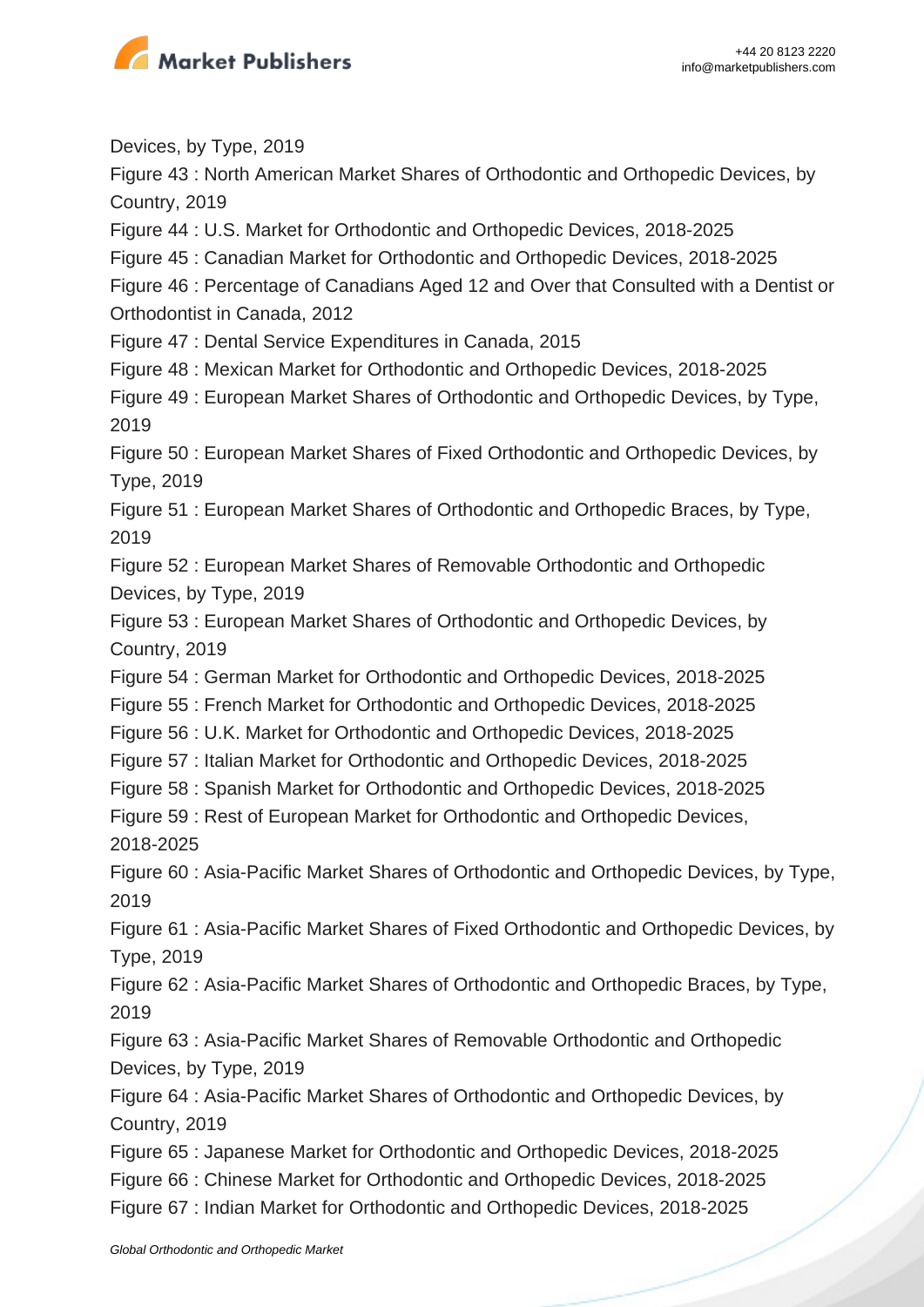Devices, by Type, 2019

Figure 43 : North American Market Shares of Orthodontic and Orthopedic Devices, by Country, 2019

Figure 44 : U.S. Market for Orthodontic and Orthopedic Devices, 2018-2025

Figure 45 : Canadian Market for Orthodontic and Orthopedic Devices, 2018-2025

Figure 46 : Percentage of Canadians Aged 12 and Over that Consulted with a Dentist or Orthodontist in Canada, 2012

Figure 47 : Dental Service Expenditures in Canada, 2015

Figure 48 : Mexican Market for Orthodontic and Orthopedic Devices, 2018-2025

Figure 49 : European Market Shares of Orthodontic and Orthopedic Devices, by Type, 2019

Figure 50 : European Market Shares of Fixed Orthodontic and Orthopedic Devices, by Type, 2019

Figure 51 : European Market Shares of Orthodontic and Orthopedic Braces, by Type, 2019

Figure 52 : European Market Shares of Removable Orthodontic and Orthopedic Devices, by Type, 2019

Figure 53 : European Market Shares of Orthodontic and Orthopedic Devices, by Country, 2019

Figure 54 : German Market for Orthodontic and Orthopedic Devices, 2018-2025

Figure 55 : French Market for Orthodontic and Orthopedic Devices, 2018-2025

Figure 56 : U.K. Market for Orthodontic and Orthopedic Devices, 2018-2025

Figure 57 : Italian Market for Orthodontic and Orthopedic Devices, 2018-2025

Figure 58 : Spanish Market for Orthodontic and Orthopedic Devices, 2018-2025

Figure 59 : Rest of European Market for Orthodontic and Orthopedic Devices, 2018-2025

Figure 60 : Asia-Pacific Market Shares of Orthodontic and Orthopedic Devices, by Type, 2019

Figure 61 : Asia-Pacific Market Shares of Fixed Orthodontic and Orthopedic Devices, by Type, 2019

Figure 62 : Asia-Pacific Market Shares of Orthodontic and Orthopedic Braces, by Type, 2019

Figure 63 : Asia-Pacific Market Shares of Removable Orthodontic and Orthopedic Devices, by Type, 2019

Figure 64 : Asia-Pacific Market Shares of Orthodontic and Orthopedic Devices, by Country, 2019

Figure 65 : Japanese Market for Orthodontic and Orthopedic Devices, 2018-2025

Figure 66 : Chinese Market for Orthodontic and Orthopedic Devices, 2018-2025

Figure 67 : Indian Market for Orthodontic and Orthopedic Devices, 2018-2025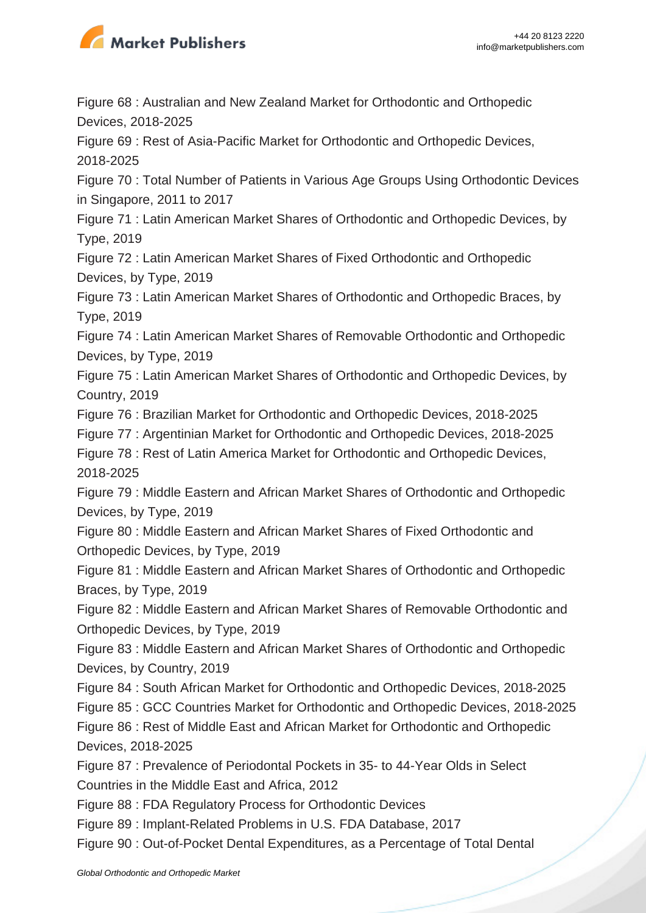Figure 68 : Australian and New Zealand Market for Orthodontic and Orthopedic Devices, 2018-2025

Figure 69 : Rest of Asia-Pacific Market for Orthodontic and Orthopedic Devices, 2018-2025

Figure 70 : Total Number of Patients in Various Age Groups Using Orthodontic Devices in Singapore, 2011 to 2017

Figure 71 : Latin American Market Shares of Orthodontic and Orthopedic Devices, by Type, 2019

Figure 72 : Latin American Market Shares of Fixed Orthodontic and Orthopedic Devices, by Type, 2019

Figure 73 : Latin American Market Shares of Orthodontic and Orthopedic Braces, by Type, 2019

Figure 74 : Latin American Market Shares of Removable Orthodontic and Orthopedic Devices, by Type, 2019

Figure 75 : Latin American Market Shares of Orthodontic and Orthopedic Devices, by Country, 2019

Figure 76 : Brazilian Market for Orthodontic and Orthopedic Devices, 2018-2025

Figure 77 : Argentinian Market for Orthodontic and Orthopedic Devices, 2018-2025

Figure 78 : Rest of Latin America Market for Orthodontic and Orthopedic Devices, 2018-2025

Figure 79 : Middle Eastern and African Market Shares of Orthodontic and Orthopedic Devices, by Type, 2019

Figure 80 : Middle Eastern and African Market Shares of Fixed Orthodontic and Orthopedic Devices, by Type, 2019

Figure 81 : Middle Eastern and African Market Shares of Orthodontic and Orthopedic Braces, by Type, 2019

Figure 82 : Middle Eastern and African Market Shares of Removable Orthodontic and Orthopedic Devices, by Type, 2019

Figure 83 : Middle Eastern and African Market Shares of Orthodontic and Orthopedic Devices, by Country, 2019

Figure 84 : South African Market for Orthodontic and Orthopedic Devices, 2018-2025

Figure 85 : GCC Countries Market for Orthodontic and Orthopedic Devices, 2018-2025

Figure 86 : Rest of Middle East and African Market for Orthodontic and Orthopedic Devices, 2018-2025

Figure 87 : Prevalence of Periodontal Pockets in 35- to 44-Year Olds in Select Countries in the Middle East and Africa, 2012

Figure 88 : FDA Regulatory Process for Orthodontic Devices

Figure 89 : Implant-Related Problems in U.S. FDA Database, 2017

Figure 90 : Out-of-Pocket Dental Expenditures, as a Percentage of Total Dental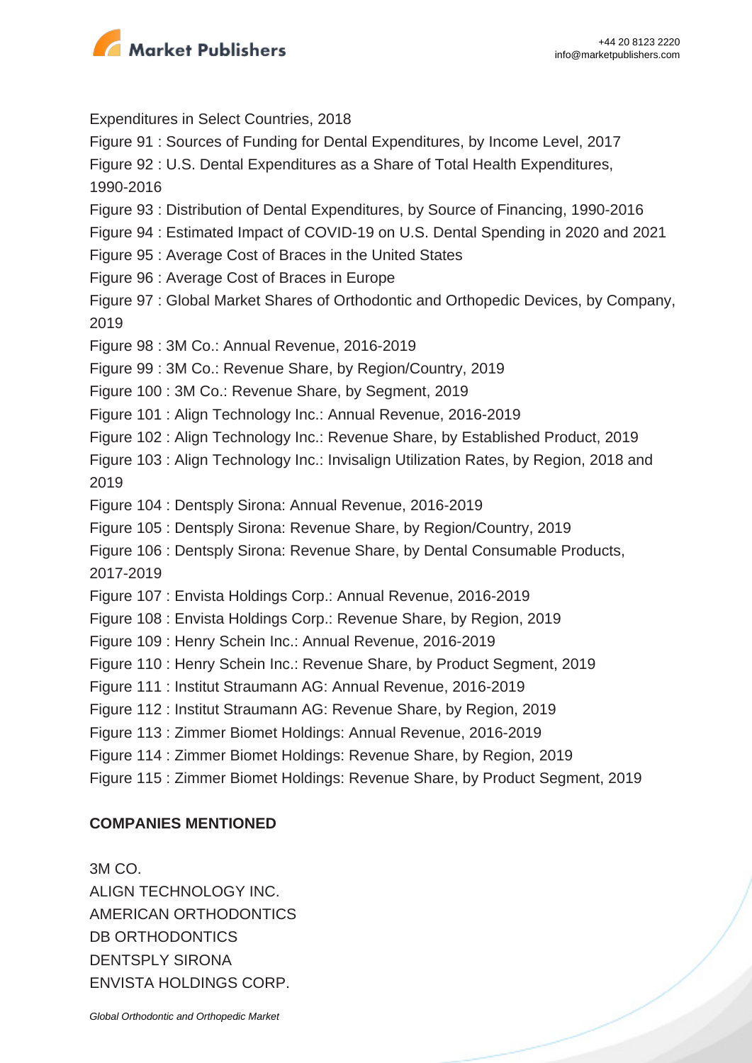Expenditures in Select Countries, 2018

Figure 91 : Sources of Funding for Dental Expenditures, by Income Level, 2017

Figure 92 : U.S. Dental Expenditures as a Share of Total Health Expenditures, 1990-2016

Figure 93 : Distribution of Dental Expenditures, by Source of Financing, 1990-2016

Figure 94 : Estimated Impact of COVID-19 on U.S. Dental Spending in 2020 and 2021

Figure 95 : Average Cost of Braces in the United States

Figure 96 : Average Cost of Braces in Europe

Figure 97 : Global Market Shares of Orthodontic and Orthopedic Devices, by Company, 2019

Figure 98 : 3M Co.: Annual Revenue, 2016-2019

Figure 99 : 3M Co.: Revenue Share, by Region/Country, 2019

Figure 100 : 3M Co.: Revenue Share, by Segment, 2019

Figure 101 : Align Technology Inc.: Annual Revenue, 2016-2019

Figure 102 : Align Technology Inc.: Revenue Share, by Established Product, 2019

Figure 103 : Align Technology Inc.: Invisalign Utilization Rates, by Region, 2018 and 2019

Figure 104 : Dentsply Sirona: Annual Revenue, 2016-2019

Figure 105 : Dentsply Sirona: Revenue Share, by Region/Country, 2019

Figure 106 : Dentsply Sirona: Revenue Share, by Dental Consumable Products, 2017-2019

Figure 107 : Envista Holdings Corp.: Annual Revenue, 2016-2019

Figure 108 : Envista Holdings Corp.: Revenue Share, by Region, 2019

Figure 109 : Henry Schein Inc.: Annual Revenue, 2016-2019

Figure 110 : Henry Schein Inc.: Revenue Share, by Product Segment, 2019

Figure 111 : Institut Straumann AG: Annual Revenue, 2016-2019

Figure 112 : Institut Straumann AG: Revenue Share, by Region, 2019

Figure 113 : Zimmer Biomet Holdings: Annual Revenue, 2016-2019

Figure 114 : Zimmer Biomet Holdings: Revenue Share, by Region, 2019

Figure 115 : Zimmer Biomet Holdings: Revenue Share, by Product Segment, 2019

**COMPANIES MENTIONED**

3M CO.
ALIGN TECHNOLOGY INC.
AMERICAN ORTHODONTICS
DB ORTHODONTICS
DENTSPLY SIRONA
ENVISTA HOLDINGS CORP.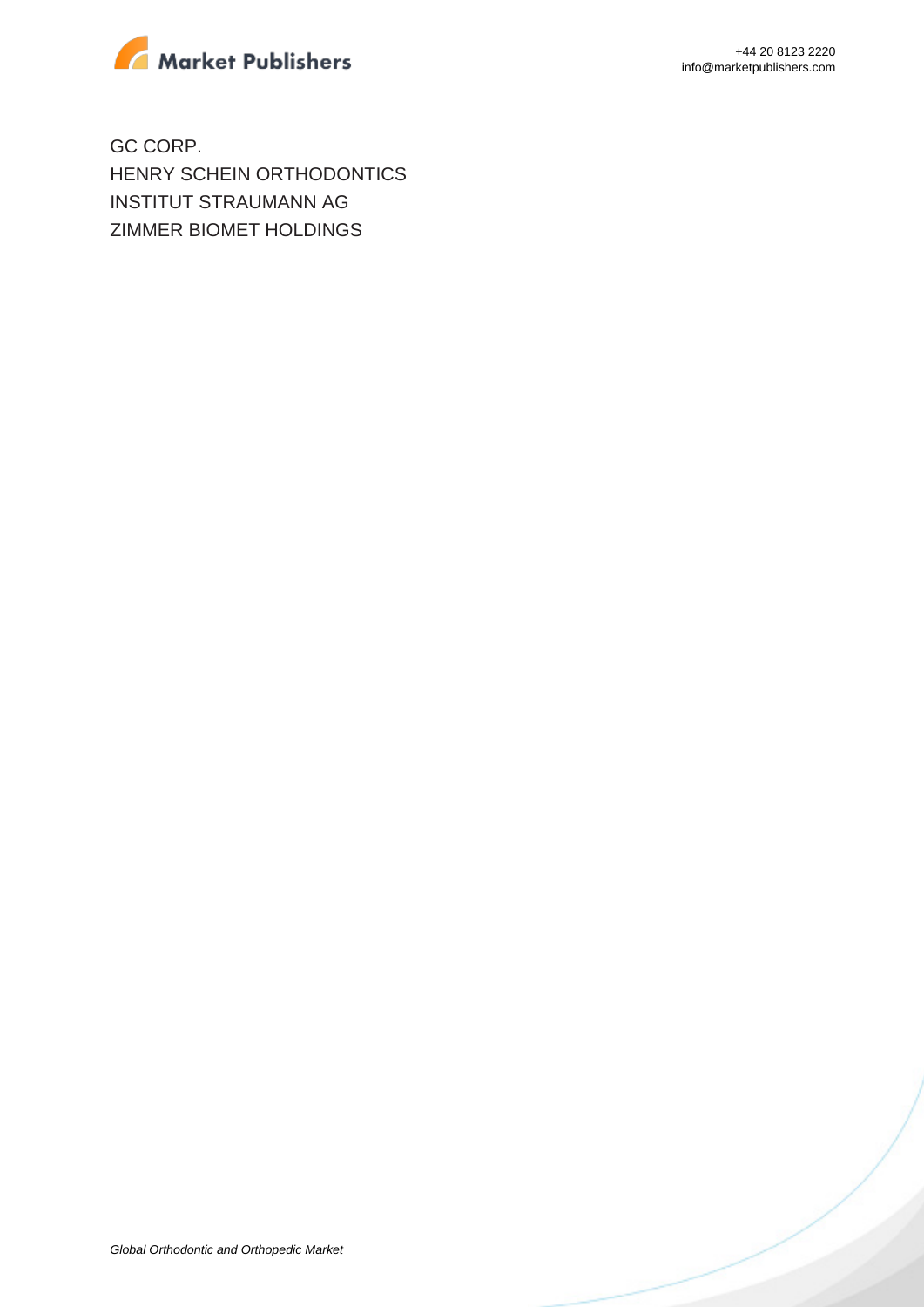GC CORP.
HENRY SCHEIN ORTHODONTICS
INSTITUT STRAUMANN AG
ZIMMER BIOMET HOLDINGS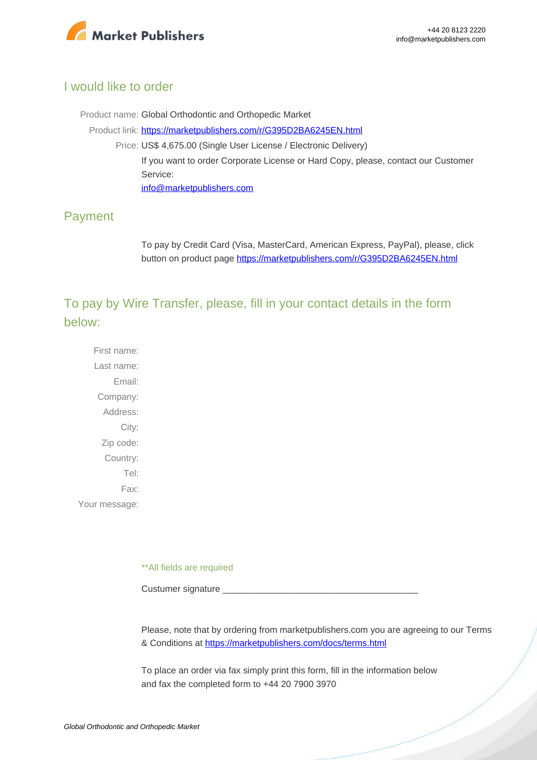## I would like to order

Product name: Global Orthodontic and Orthopedic Market

Product link: https://marketpublishers.com/r/G395D2BA6245EN.html

Price: US$ 4,675.00 (Single User License / Electronic Delivery)

If you want to order Corporate License or Hard Copy, please, contact our Customer Service:

info@marketpublishers.com

## Payment

To pay by Credit Card (Visa, MasterCard, American Express, PayPal), please, click button on product page https://marketpublishers.com/r/G395D2BA6245EN.html

## To pay by Wire Transfer, please, fill in your contact details in the form below:

First name:

Last name:

Email:

Company:

Address:

City:

Zip code:

Country:

Tel:

Fax:

Your message:

**All fields are required

Custumer signature _______________________________________

Please, note that by ordering from marketpublishers.com you are agreeing to our Terms & Conditions at https://marketpublishers.com/docs/terms.html

To place an order via fax simply print this form, fill in the information below and fax the completed form to +44 20 7900 3970